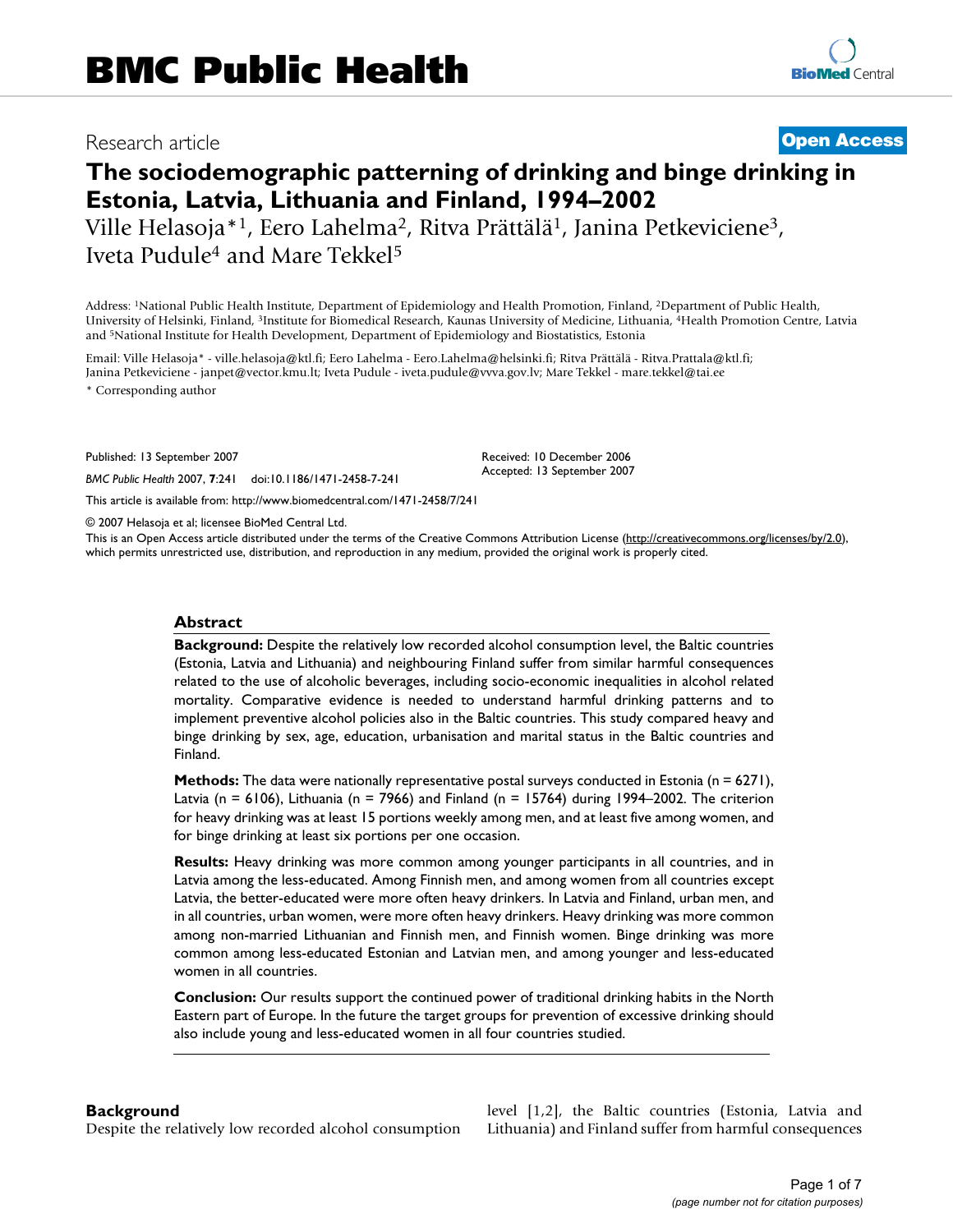# BMC Public Health

Research article **Open Access**

# The sociodemographic patterning of drinking and binge drinking in Estonia, Latvia, Lithuania and Finland, 1994–2002

Ville Helasoja*[1], Eero Lahelma[2], Ritva Prättälä[1], Janina Petkeviciene[3], Iveta Pudule[4] and Mare Tekkel[5]

Address: [1]National Public Health Institute, Department of Epidemiology and Health Promotion, Finland, [2]Department of Public Health, University of Helsinki, Finland, [3]Institute for Biomedical Research, Kaunas University of Medicine, Lithuania, [4]Health Promotion Centre, Latvia and [5]National Institute for Health Development, Department of Epidemiology and Biostatistics, Estonia

Email: Ville Helasoja* - ville.helasoja@ktl.fi; Eero Lahelma - Eero.Lahelma@helsinki.fi; Ritva Prättälä - Ritva.Prattala@ktl.fi; Janina Petkeviciene - janpet@vector.kmu.lt; Iveta Pudule - iveta.pudule@vvva.gov.lv; Mare Tekkel - mare.tekkel@tai.ee

\* Corresponding author

Published: 13 September 2007

*BMC Public Health* 2007, **7**:241 doi:10.1186/1471-2458-7-241

Received: 10 December 2006
Accepted: 13 September 2007

This article is available from: http://www.biomedcentral.com/1471-2458/7/241

© 2007 Helasoja et al; licensee BioMed Central Ltd.

This is an Open Access article distributed under the terms of the Creative Commons Attribution License (http://creativecommons.org/licenses/by/2.0), which permits unrestricted use, distribution, and reproduction in any medium, provided the original work is properly cited.

## Abstract

**Background:** Despite the relatively low recorded alcohol consumption level, the Baltic countries (Estonia, Latvia and Lithuania) and neighbouring Finland suffer from similar harmful consequences related to the use of alcoholic beverages, including socio-economic inequalities in alcohol related mortality. Comparative evidence is needed to understand harmful drinking patterns and to implement preventive alcohol policies also in the Baltic countries. This study compared heavy and binge drinking by sex, age, education, urbanisation and marital status in the Baltic countries and Finland.

**Methods:** The data were nationally representative postal surveys conducted in Estonia (n = 6271), Latvia (n = 6106), Lithuania (n = 7966) and Finland (n = 15764) during 1994–2002. The criterion for heavy drinking was at least 15 portions weekly among men, and at least five among women, and for binge drinking at least six portions per one occasion.

**Results:** Heavy drinking was more common among younger participants in all countries, and in Latvia among the less-educated. Among Finnish men, and among women from all countries except Latvia, the better-educated were more often heavy drinkers. In Latvia and Finland, urban men, and in all countries, urban women, were more often heavy drinkers. Heavy drinking was more common among non-married Lithuanian and Finnish men, and Finnish women. Binge drinking was more common among less-educated Estonian and Latvian men, and among younger and less-educated women in all countries.

**Conclusion:** Our results support the continued power of traditional drinking habits in the North Eastern part of Europe. In the future the target groups for prevention of excessive drinking should also include young and less-educated women in all four countries studied.

## Background

Despite the relatively low recorded alcohol consumption level [1,2], the Baltic countries (Estonia, Latvia and Lithuania) and Finland suffer from harmful consequences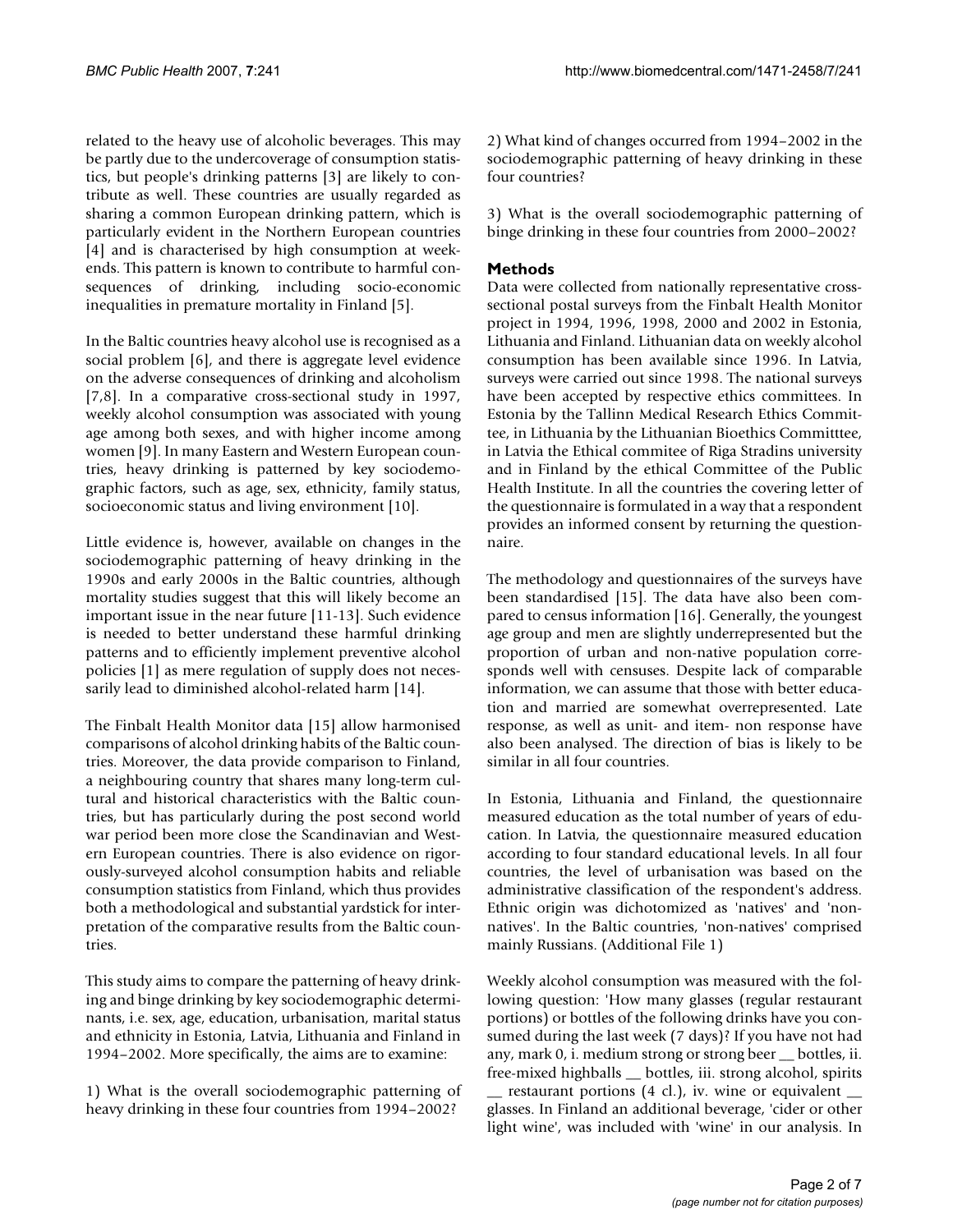related to the heavy use of alcoholic beverages. This may be partly due to the undercoverage of consumption statistics, but people's drinking patterns [3] are likely to contribute as well. These countries are usually regarded as sharing a common European drinking pattern, which is particularly evident in the Northern European countries [4] and is characterised by high consumption at weekends. This pattern is known to contribute to harmful consequences of drinking, including socio-economic inequalities in premature mortality in Finland [5].

In the Baltic countries heavy alcohol use is recognised as a social problem [6], and there is aggregate level evidence on the adverse consequences of drinking and alcoholism [7,8]. In a comparative cross-sectional study in 1997, weekly alcohol consumption was associated with young age among both sexes, and with higher income among women [9]. In many Eastern and Western European countries, heavy drinking is patterned by key sociodemographic factors, such as age, sex, ethnicity, family status, socioeconomic status and living environment [10].

Little evidence is, however, available on changes in the sociodemographic patterning of heavy drinking in the 1990s and early 2000s in the Baltic countries, although mortality studies suggest that this will likely become an important issue in the near future [11-13]. Such evidence is needed to better understand these harmful drinking patterns and to efficiently implement preventive alcohol policies [1] as mere regulation of supply does not necessarily lead to diminished alcohol-related harm [14].

The Finbalt Health Monitor data [15] allow harmonised comparisons of alcohol drinking habits of the Baltic countries. Moreover, the data provide comparison to Finland, a neighbouring country that shares many long-term cultural and historical characteristics with the Baltic countries, but has particularly during the post second world war period been more close the Scandinavian and Western European countries. There is also evidence on rigorously-surveyed alcohol consumption habits and reliable consumption statistics from Finland, which thus provides both a methodological and substantial yardstick for interpretation of the comparative results from the Baltic countries.

This study aims to compare the patterning of heavy drinking and binge drinking by key sociodemographic determinants, i.e. sex, age, education, urbanisation, marital status and ethnicity in Estonia, Latvia, Lithuania and Finland in 1994–2002. More specifically, the aims are to examine:

1) What is the overall sociodemographic patterning of heavy drinking in these four countries from 1994–2002?

2) What kind of changes occurred from 1994–2002 in the sociodemographic patterning of heavy drinking in these four countries?

3) What is the overall sociodemographic patterning of binge drinking in these four countries from 2000–2002?

## Methods

Data were collected from nationally representative cross-sectional postal surveys from the Finbalt Health Monitor project in 1994, 1996, 1998, 2000 and 2002 in Estonia, Lithuania and Finland. Lithuanian data on weekly alcohol consumption has been available since 1996. In Latvia, surveys were carried out since 1998. The national surveys have been accepted by respective ethics committees. In Estonia by the Tallinn Medical Research Ethics Committee, in Lithuania by the Lithuanian Bioethics Committtee, in Latvia the Ethical commitee of Riga Stradins university and in Finland by the ethical Committee of the Public Health Institute. In all the countries the covering letter of the questionnaire is formulated in a way that a respondent provides an informed consent by returning the questionnaire.

The methodology and questionnaires of the surveys have been standardised [15]. The data have also been compared to census information [16]. Generally, the youngest age group and men are slightly underrepresented but the proportion of urban and non-native population corresponds well with censuses. Despite lack of comparable information, we can assume that those with better education and married are somewhat overrepresented. Late response, as well as unit- and item- non response have also been analysed. The direction of bias is likely to be similar in all four countries.

In Estonia, Lithuania and Finland, the questionnaire measured education as the total number of years of education. In Latvia, the questionnaire measured education according to four standard educational levels. In all four countries, the level of urbanisation was based on the administrative classification of the respondent's address. Ethnic origin was dichotomized as 'natives' and 'non-natives'. In the Baltic countries, 'non-natives' comprised mainly Russians. (Additional File 1)

Weekly alcohol consumption was measured with the following question: 'How many glasses (regular restaurant portions) or bottles of the following drinks have you consumed during the last week (7 days)? If you have not had any, mark 0, i. medium strong or strong beer __ bottles, ii. free-mixed highballs __ bottles, iii. strong alcohol, spirits __ restaurant portions (4 cl.), iv. wine or equivalent __ glasses. In Finland an additional beverage, 'cider or other light wine', was included with 'wine' in our analysis. In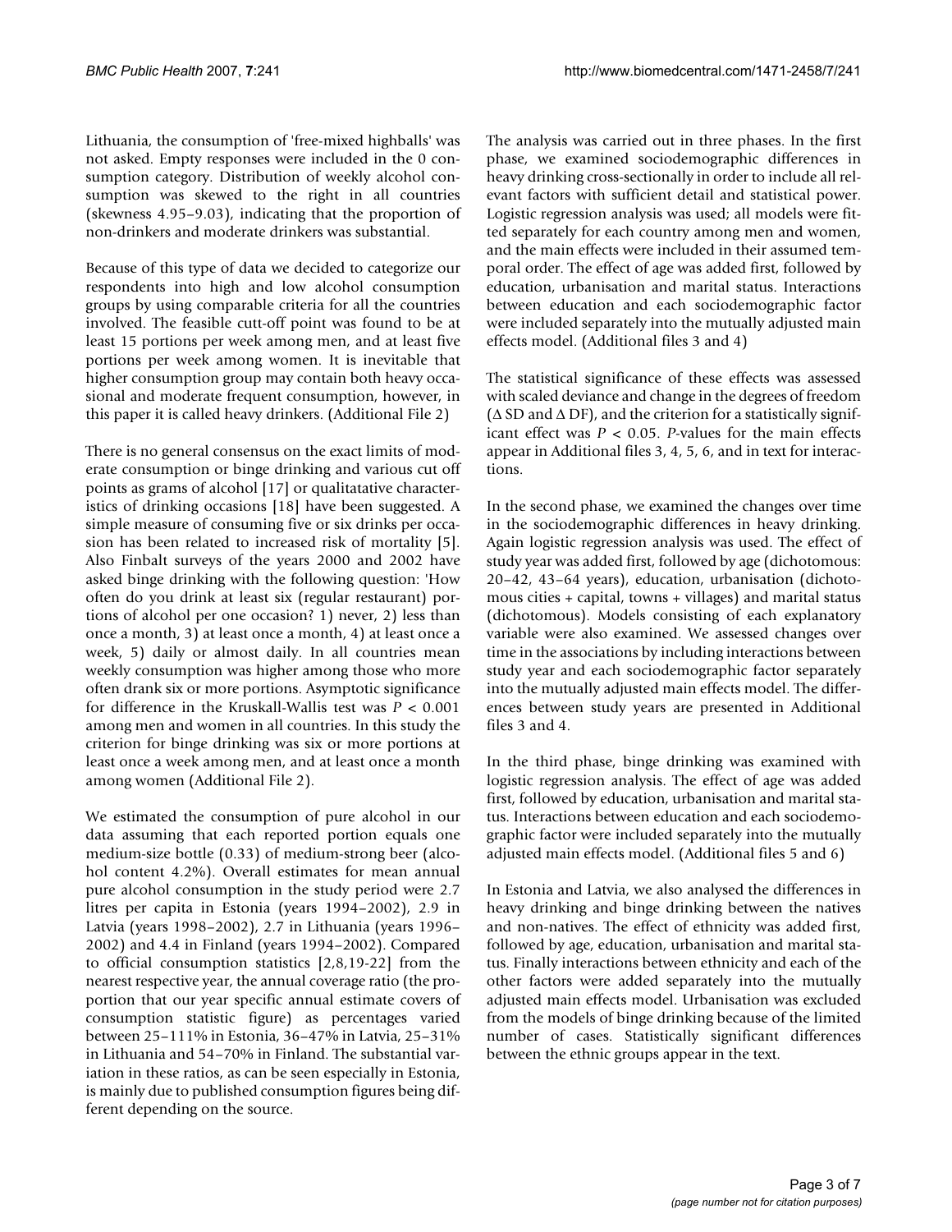Lithuania, the consumption of 'free-mixed highballs' was not asked. Empty responses were included in the 0 consumption category. Distribution of weekly alcohol consumption was skewed to the right in all countries (skewness 4.95–9.03), indicating that the proportion of non-drinkers and moderate drinkers was substantial.

Because of this type of data we decided to categorize our respondents into high and low alcohol consumption groups by using comparable criteria for all the countries involved. The feasible cutt-off point was found to be at least 15 portions per week among men, and at least five portions per week among women. It is inevitable that higher consumption group may contain both heavy occasional and moderate frequent consumption, however, in this paper it is called heavy drinkers. (Additional File 2)

There is no general consensus on the exact limits of moderate consumption or binge drinking and various cut off points as grams of alcohol [17] or qualitatative characteristics of drinking occasions [18] have been suggested. A simple measure of consuming five or six drinks per occasion has been related to increased risk of mortality [5]. Also Finbalt surveys of the years 2000 and 2002 have asked binge drinking with the following question: 'How often do you drink at least six (regular restaurant) portions of alcohol per one occasion? 1) never, 2) less than once a month, 3) at least once a month, 4) at least once a week, 5) daily or almost daily. In all countries mean weekly consumption was higher among those who more often drank six or more portions. Asymptotic significance for difference in the Kruskall-Wallis test was $P < 0.001$ among men and women in all countries. In this study the criterion for binge drinking was six or more portions at least once a week among men, and at least once a month among women (Additional File 2).

We estimated the consumption of pure alcohol in our data assuming that each reported portion equals one medium-size bottle (0.33) of medium-strong beer (alcohol content 4.2%). Overall estimates for mean annual pure alcohol consumption in the study period were 2.7 litres per capita in Estonia (years 1994–2002), 2.9 in Latvia (years 1998–2002), 2.7 in Lithuania (years 1996–2002) and 4.4 in Finland (years 1994–2002). Compared to official consumption statistics [2,8,19-22] from the nearest respective year, the annual coverage ratio (the proportion that our year specific annual estimate covers of consumption statistic figure) as percentages varied between 25–111% in Estonia, 36–47% in Latvia, 25–31% in Lithuania and 54–70% in Finland. The substantial variation in these ratios, as can be seen especially in Estonia, is mainly due to published consumption figures being different depending on the source.

The analysis was carried out in three phases. In the first phase, we examined sociodemographic differences in heavy drinking cross-sectionally in order to include all relevant factors with sufficient detail and statistical power. Logistic regression analysis was used; all models were fitted separately for each country among men and women, and the main effects were included in their assumed temporal order. The effect of age was added first, followed by education, urbanisation and marital status. Interactions between education and each sociodemographic factor were included separately into the mutually adjusted main effects model. (Additional files 3 and 4)

The statistical significance of these effects was assessed with scaled deviance and change in the degrees of freedom ($\Delta$ SD and $\Delta$ DF), and the criterion for a statistically significant effect was $P < 0.05$. *P*-values for the main effects appear in Additional files 3, 4, 5, 6, and in text for interactions.

In the second phase, we examined the changes over time in the sociodemographic differences in heavy drinking. Again logistic regression analysis was used. The effect of study year was added first, followed by age (dichotomous: 20–42, 43–64 years), education, urbanisation (dichotomous cities + capital, towns + villages) and marital status (dichotomous). Models consisting of each explanatory variable were also examined. We assessed changes over time in the associations by including interactions between study year and each sociodemographic factor separately into the mutually adjusted main effects model. The differences between study years are presented in Additional files 3 and 4.

In the third phase, binge drinking was examined with logistic regression analysis. The effect of age was added first, followed by education, urbanisation and marital status. Interactions between education and each sociodemographic factor were included separately into the mutually adjusted main effects model. (Additional files 5 and 6)

In Estonia and Latvia, we also analysed the differences in heavy drinking and binge drinking between the natives and non-natives. The effect of ethnicity was added first, followed by age, education, urbanisation and marital status. Finally interactions between ethnicity and each of the other factors were added separately into the mutually adjusted main effects model. Urbanisation was excluded from the models of binge drinking because of the limited number of cases. Statistically significant differences between the ethnic groups appear in the text.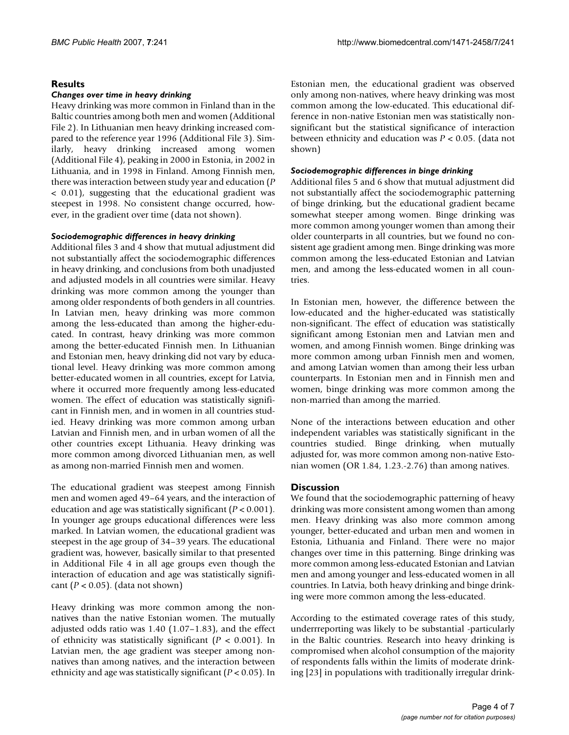## Results

### *Changes over time in heavy drinking*

Heavy drinking was more common in Finland than in the Baltic countries among both men and women (Additional File 2). In Lithuanian men heavy drinking increased compared to the reference year 1996 (Additional File 3). Similarly, heavy drinking increased among women (Additional File 4), peaking in 2000 in Estonia, in 2002 in Lithuania, and in 1998 in Finland. Among Finnish men, there was interaction between study year and education ($P < 0.01$), suggesting that the educational gradient was steepest in 1998. No consistent change occurred, however, in the gradient over time (data not shown).

### *Sociodemographic differences in heavy drinking*

Additional files 3 and 4 show that mutual adjustment did not substantially affect the sociodemographic differences in heavy drinking, and conclusions from both unadjusted and adjusted models in all countries were similar. Heavy drinking was more common among the younger than among older respondents of both genders in all countries. In Latvian men, heavy drinking was more common among the less-educated than among the higher-educated. In contrast, heavy drinking was more common among the better-educated Finnish men. In Lithuanian and Estonian men, heavy drinking did not vary by educational level. Heavy drinking was more common among better-educated women in all countries, except for Latvia, where it occurred more frequently among less-educated women. The effect of education was statistically significant in Finnish men, and in women in all countries studied. Heavy drinking was more common among urban Latvian and Finnish men, and in urban women of all the other countries except Lithuania. Heavy drinking was more common among divorced Lithuanian men, as well as among non-married Finnish men and women.

The educational gradient was steepest among Finnish men and women aged 49–64 years, and the interaction of education and age was statistically significant ($P < 0.001$). In younger age groups educational differences were less marked. In Latvian women, the educational gradient was steepest in the age group of 34–39 years. The educational gradient was, however, basically similar to that presented in Additional File 4 in all age groups even though the interaction of education and age was statistically significant ($P < 0.05$). (data not shown)

Heavy drinking was more common among the non-natives than the native Estonian women. The mutually adjusted odds ratio was 1.40 (1.07–1.83), and the effect of ethnicity was statistically significant ($P < 0.001$). In Latvian men, the age gradient was steeper among non-natives than among natives, and the interaction between ethnicity and age was statistically significant ($P < 0.05$). In Estonian men, the educational gradient was observed only among non-natives, where heavy drinking was most common among the low-educated. This educational difference in non-native Estonian men was statistically non-significant but the statistical significance of interaction between ethnicity and education was $P < 0.05$. (data not shown)

### *Sociodemographic differences in binge drinking*

Additional files 5 and 6 show that mutual adjustment did not substantially affect the sociodemographic patterning of binge drinking, but the educational gradient became somewhat steeper among women. Binge drinking was more common among younger women than among their older counterparts in all countries, but we found no consistent age gradient among men. Binge drinking was more common among the less-educated Estonian and Latvian men, and among the less-educated women in all countries.

In Estonian men, however, the difference between the low-educated and the higher-educated was statistically non-significant. The effect of education was statistically significant among Estonian men and Latvian men and women, and among Finnish women. Binge drinking was more common among urban Finnish men and women, and among Latvian women than among their less urban counterparts. In Estonian men and in Finnish men and women, binge drinking was more common among the non-married than among the married.

None of the interactions between education and other independent variables was statistically significant in the countries studied. Binge drinking, when mutually adjusted for, was more common among non-native Estonian women (OR 1.84, 1.23.-2.76) than among natives.

## Discussion

We found that the sociodemographic patterning of heavy drinking was more consistent among women than among men. Heavy drinking was also more common among younger, better-educated and urban men and women in Estonia, Lithuania and Finland. There were no major changes over time in this patterning. Binge drinking was more common among less-educated Estonian and Latvian men and among younger and less-educated women in all countries. In Latvia, both heavy drinking and binge drinking were more common among the less-educated.

According to the estimated coverage rates of this study, underrreporting was likely to be substantial -particularly in the Baltic countries. Research into heavy drinking is compromised when alcohol consumption of the majority of respondents falls within the limits of moderate drinking [23] in populations with traditionally irregular drink-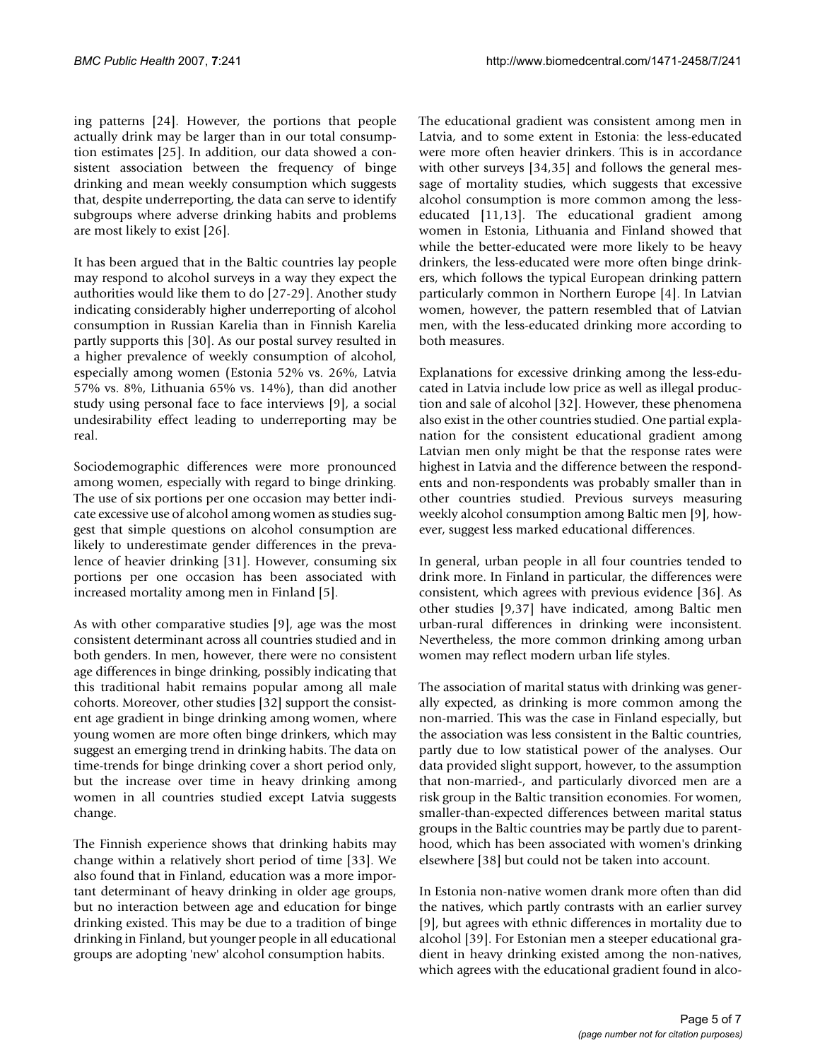ing patterns [24]. However, the portions that people actually drink may be larger than in our total consumption estimates [25]. In addition, our data showed a consistent association between the frequency of binge drinking and mean weekly consumption which suggests that, despite underreporting, the data can serve to identify subgroups where adverse drinking habits and problems are most likely to exist [26].

It has been argued that in the Baltic countries lay people may respond to alcohol surveys in a way they expect the authorities would like them to do [27-29]. Another study indicating considerably higher underreporting of alcohol consumption in Russian Karelia than in Finnish Karelia partly supports this [30]. As our postal survey resulted in a higher prevalence of weekly consumption of alcohol, especially among women (Estonia 52% vs. 26%, Latvia 57% vs. 8%, Lithuania 65% vs. 14%), than did another study using personal face to face interviews [9], a social undesirability effect leading to underreporting may be real.

Sociodemographic differences were more pronounced among women, especially with regard to binge drinking. The use of six portions per one occasion may better indicate excessive use of alcohol among women as studies suggest that simple questions on alcohol consumption are likely to underestimate gender differences in the prevalence of heavier drinking [31]. However, consuming six portions per one occasion has been associated with increased mortality among men in Finland [5].

As with other comparative studies [9], age was the most consistent determinant across all countries studied and in both genders. In men, however, there were no consistent age differences in binge drinking, possibly indicating that this traditional habit remains popular among all male cohorts. Moreover, other studies [32] support the consistent age gradient in binge drinking among women, where young women are more often binge drinkers, which may suggest an emerging trend in drinking habits. The data on time-trends for binge drinking cover a short period only, but the increase over time in heavy drinking among women in all countries studied except Latvia suggests change.

The Finnish experience shows that drinking habits may change within a relatively short period of time [33]. We also found that in Finland, education was a more important determinant of heavy drinking in older age groups, but no interaction between age and education for binge drinking existed. This may be due to a tradition of binge drinking in Finland, but younger people in all educational groups are adopting 'new' alcohol consumption habits.

The educational gradient was consistent among men in Latvia, and to some extent in Estonia: the less-educated were more often heavier drinkers. This is in accordance with other surveys [34,35] and follows the general message of mortality studies, which suggests that excessive alcohol consumption is more common among the less-educated [11,13]. The educational gradient among women in Estonia, Lithuania and Finland showed that while the better-educated were more likely to be heavy drinkers, the less-educated were more often binge drinkers, which follows the typical European drinking pattern particularly common in Northern Europe [4]. In Latvian women, however, the pattern resembled that of Latvian men, with the less-educated drinking more according to both measures.

Explanations for excessive drinking among the less-educated in Latvia include low price as well as illegal production and sale of alcohol [32]. However, these phenomena also exist in the other countries studied. One partial explanation for the consistent educational gradient among Latvian men only might be that the response rates were highest in Latvia and the difference between the respondents and non-respondents was probably smaller than in other countries studied. Previous surveys measuring weekly alcohol consumption among Baltic men [9], however, suggest less marked educational differences.

In general, urban people in all four countries tended to drink more. In Finland in particular, the differences were consistent, which agrees with previous evidence [36]. As other studies [9,37] have indicated, among Baltic men urban-rural differences in drinking were inconsistent. Nevertheless, the more common drinking among urban women may reflect modern urban life styles.

The association of marital status with drinking was generally expected, as drinking is more common among the non-married. This was the case in Finland especially, but the association was less consistent in the Baltic countries, partly due to low statistical power of the analyses. Our data provided slight support, however, to the assumption that non-married-, and particularly divorced men are a risk group in the Baltic transition economies. For women, smaller-than-expected differences between marital status groups in the Baltic countries may be partly due to parenthood, which has been associated with women's drinking elsewhere [38] but could not be taken into account.

In Estonia non-native women drank more often than did the natives, which partly contrasts with an earlier survey [9], but agrees with ethnic differences in mortality due to alcohol [39]. For Estonian men a steeper educational gradient in heavy drinking existed among the non-natives, which agrees with the educational gradient found in alco-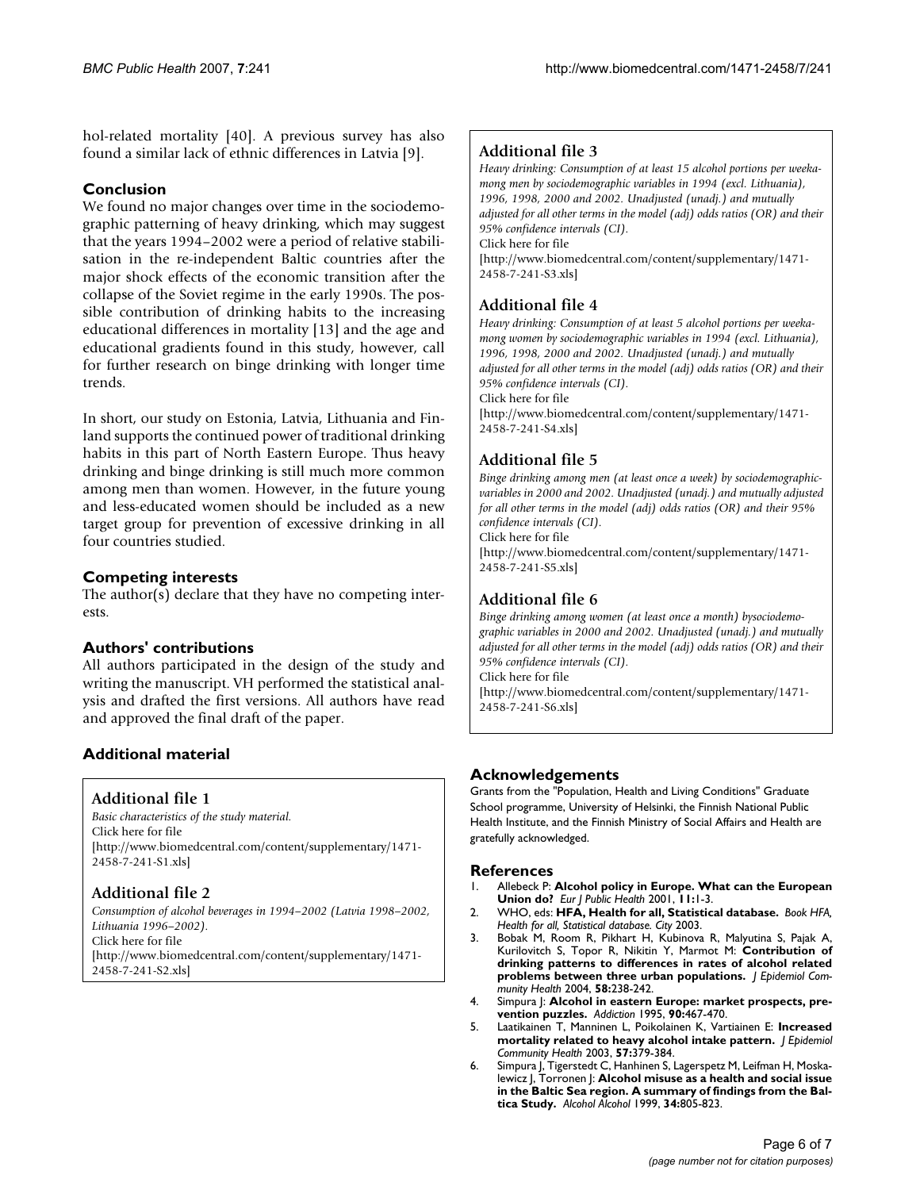hol-related mortality [40]. A previous survey has also found a similar lack of ethnic differences in Latvia [9].

## Conclusion

We found no major changes over time in the sociodemographic patterning of heavy drinking, which may suggest that the years 1994–2002 were a period of relative stabilisation in the re-independent Baltic countries after the major shock effects of the economic transition after the collapse of the Soviet regime in the early 1990s. The possible contribution of drinking habits to the increasing educational differences in mortality [13] and the age and educational gradients found in this study, however, call for further research on binge drinking with longer time trends.

In short, our study on Estonia, Latvia, Lithuania and Finland supports the continued power of traditional drinking habits in this part of North Eastern Europe. Thus heavy drinking and binge drinking is still much more common among men than women. However, in the future young and less-educated women should be included as a new target group for prevention of excessive drinking in all four countries studied.

## Competing interests

The author(s) declare that they have no competing interests.

## Authors' contributions

All authors participated in the design of the study and writing the manuscript. VH performed the statistical analysis and drafted the first versions. All authors have read and approved the final draft of the paper.

## Additional material

### Additional file 1

*Basic characteristics of the study material.*
Click here for file
[http://www.biomedcentral.com/content/supplementary/1471-2458-7-241-S1.xls]

### Additional file 2

*Consumption of alcohol beverages in 1994–2002 (Latvia 1998–2002, Lithuania 1996–2002).*
Click here for file
[http://www.biomedcentral.com/content/supplementary/1471-2458-7-241-S2.xls]

### Additional file 3

*Heavy drinking: Consumption of at least 15 alcohol portions per weekamong men by sociodemographic variables in 1994 (excl. Lithuania), 1996, 1998, 2000 and 2002. Unadjusted (unadj.) and mutually adjusted for all other terms in the model (adj) odds ratios (OR) and their 95% confidence intervals (CI).*
Click here for file
[http://www.biomedcentral.com/content/supplementary/1471-2458-7-241-S3.xls]

### Additional file 4

*Heavy drinking: Consumption of at least 5 alcohol portions per weekamong women by sociodemographic variables in 1994 (excl. Lithuania), 1996, 1998, 2000 and 2002. Unadjusted (unadj.) and mutually adjusted for all other terms in the model (adj) odds ratios (OR) and their 95% confidence intervals (CI).*
Click here for file
[http://www.biomedcentral.com/content/supplementary/1471-2458-7-241-S4.xls]

### Additional file 5

*Binge drinking among men (at least once a week) by sociodemographicvariables in 2000 and 2002. Unadjusted (unadj.) and mutually adjusted for all other terms in the model (adj) odds ratios (OR) and their 95% confidence intervals (CI).*
Click here for file
[http://www.biomedcentral.com/content/supplementary/1471-2458-7-241-S5.xls]

### Additional file 6

*Binge drinking among women (at least once a month) bysociodemographic variables in 2000 and 2002. Unadjusted (unadj.) and mutually adjusted for all other terms in the model (adj) odds ratios (OR) and their 95% confidence intervals (CI).*
Click here for file
[http://www.biomedcentral.com/content/supplementary/1471-2458-7-241-S6.xls]

## Acknowledgements

Grants from the "Population, Health and Living Conditions" Graduate School programme, University of Helsinki, the Finnish National Public Health Institute, and the Finnish Ministry of Social Affairs and Health are gratefully acknowledged.

## References

1. Allebeck P: **Alcohol policy in Europe. What can the European Union do?** *Eur J Public Health* 2001, **11:**1-3.
2. WHO, eds: **HFA, Health for all, Statistical database.** *Book HFA, Health for all, Statistical database. City* 2003.
3. Bobak M, Room R, Pikhart H, Kubinova R, Malyutina S, Pajak A, Kurilovitch S, Topor R, Nikitin Y, Marmot M: **Contribution of drinking patterns to differences in rates of alcohol related problems between three urban populations.** *J Epidemiol Community Health* 2004, **58:**238-242.
4. Simpura J: **Alcohol in eastern Europe: market prospects, prevention puzzles.** *Addiction* 1995, **90:**467-470.
5. Laatikainen T, Manninen L, Poikolainen K, Vartiainen E: **Increased mortality related to heavy alcohol intake pattern.** *J Epidemiol Community Health* 2003, **57:**379-384.
6. Simpura J, Tigerstedt C, Hanhinen S, Lagerspetz M, Leifman H, Moskalewicz J, Torronen J: **Alcohol misuse as a health and social issue in the Baltic Sea region. A summary of findings from the Baltica Study.** *Alcohol Alcohol* 1999, **34:**805-823.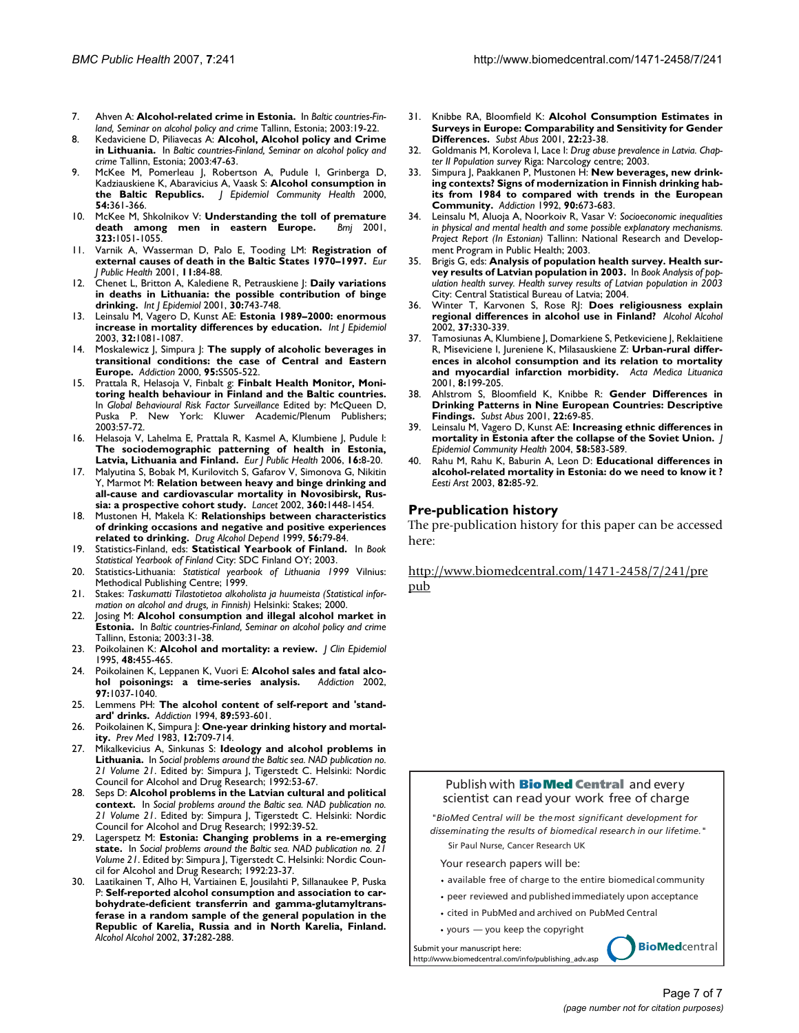7. Ahven A: **Alcohol-related crime in Estonia.** In *Baltic countries-Finland, Seminar on alcohol policy and crime* Tallinn, Estonia; 2003:19-22.
8. Kedaviciene D, Piliavecas A: **Alcohol, Alcohol policy and Crime in Lithuania.** In *Baltic countries-Finland, Seminar on alcohol policy and crime* Tallinn, Estonia; 2003:47-63.
9. McKee M, Pomerleau J, Robertson A, Pudule I, Grinberga D, Kadziauskiene K, Abaravicius A, Vaask S: **Alcohol consumption in the Baltic Republics.** *J Epidemiol Community Health* 2000, **54:**361-366.
10. McKee M, Shkolnikov V: **Understanding the toll of premature death among men in eastern Europe.** *Bmj* 2001, **323:**1051-1055.
11. Varnik A, Wasserman D, Palo E, Tooding LM: **Registration of external causes of death in the Baltic States 1970–1997.** *Eur J Public Health* 2001, **11:**84-88.
12. Chenet L, Britton A, Kalediene R, Petrauskiene J: **Daily variations in deaths in Lithuania: the possible contribution of binge drinking.** *Int J Epidemiol* 2001, **30:**743-748.
13. Leinsalu M, Vagero D, Kunst AE: **Estonia 1989–2000: enormous increase in mortality differences by education.** *Int J Epidemiol* 2003, **32:**1081-1087.
14. Moskalewicz J, Simpura J: **The supply of alcoholic beverages in transitional conditions: the case of Central and Eastern Europe.** *Addiction* 2000, **95:**S505-522.
15. Prattala R, Helasoja V, Finbalt g: **Finbalt Health Monitor, Monitoring health behaviour in Finland and the Baltic countries.** In *Global Behavioural Risk Factor Surveillance* Edited by: McQueen D, Puska P. New York: Kluwer Academic/Plenum Publishers; 2003:57-72.
16. Helasoja V, Lahelma E, Prattala R, Kasmel A, Klumbiene J, Pudule I: **The sociodemographic patterning of health in Estonia, Latvia, Lithuania and Finland.** *Eur J Public Health* 2006, **16:**8-20.
17. Malyutina S, Bobak M, Kurilovitch S, Gafarov V, Simonova G, Nikitin Y, Marmot M: **Relation between heavy and binge drinking and all-cause and cardiovascular mortality in Novosibirsk, Russia: a prospective cohort study.** *Lancet* 2002, **360:**1448-1454.
18. Mustonen H, Makela K: **Relationships between characteristics of drinking occasions and negative and positive experiences related to drinking.** *Drug Alcohol Depend* 1999, **56:**79-84.
19. Statistics-Finland, eds: **Statistical Yearbook of Finland.** In *Book Statistical Yearbook of Finland* City: SDC Finland OY; 2003.
20. Statistics-Lithuania: *Statistical yearbook of Lithuania 1999* Vilnius: Methodical Publishing Centre; 1999.
21. Stakes: *Taskumatti Tilastotietoa alkoholista ja huumeista (Statistical information on alcohol and drugs, in Finnish)* Helsinki: Stakes; 2000.
22. Josing M: **Alcohol consumption and illegal alcohol market in Estonia.** In *Baltic countries-Finland, Seminar on alcohol policy and crime* Tallinn, Estonia; 2003:31-38.
23. Poikolainen K: **Alcohol and mortality: a review.** *J Clin Epidemiol* 1995, **48:**455-465.
24. Poikolainen K, Leppanen K, Vuori E: **Alcohol sales and fatal alcohol poisonings: a time-series analysis.** *Addiction* 2002, **97:**1037-1040.
25. Lemmens PH: **The alcohol content of self-report and 'standard' drinks.** *Addiction* 1994, **89:**593-601.
26. Poikolainen K, Simpura J: **One-year drinking history and mortality.** *Prev Med* 1983, **12:**709-714.
27. Mikalkevicius A, Sinkunas S: **Ideology and alcohol problems in Lithuania.** In *Social problems around the Baltic sea. NAD publication no. 21 Volume 21*. Edited by: Simpura J, Tigerstedt C. Helsinki: Nordic Council for Alcohol and Drug Research; 1992:53-67.
28. Seps D: **Alcohol problems in the Latvian cultural and political context.** In *Social problems around the Baltic sea. NAD publication no. 21 Volume 21*. Edited by: Simpura J, Tigerstedt C. Helsinki: Nordic Council for Alcohol and Drug Research; 1992:39-52.
29. Lagerspetz M: **Estonia: Changing problems in a re-emerging state.** In *Social problems around the Baltic sea. NAD publication no. 21 Volume 21*. Edited by: Simpura J, Tigerstedt C. Helsinki: Nordic Council for Alcohol and Drug Research; 1992:23-37.
30. Laatikainen T, Alho H, Vartiainen E, Jousilahti P, Sillanaukee P, Puska P: **Self-reported alcohol consumption and association to carbohydrate-deficient transferrin and gamma-glutamyltransferase in a random sample of the general population in the Republic of Karelia, Russia and in North Karelia, Finland.** *Alcohol Alcohol* 2002, **37:**282-288.
31. Knibbe RA, Bloomfield K: **Alcohol Consumption Estimates in Surveys in Europe: Comparability and Sensitivity for Gender Differences.** *Subst Abus* 2001, **22:**23-38.
32. Goldmanis M, Koroleva I, Lace I: *Drug abuse prevalence in Latvia. Chapter II Population survey* Riga: Narcology centre; 2003.
33. Simpura J, Paakkanen P, Mustonen H: **New beverages, new drinking contexts? Signs of modernization in Finnish drinking habits from 1984 to compared with trends in the European Community.** *Addiction* 1992, **90:**673-683.
34. Leinsalu M, Aluoja A, Noorkoiv R, Vasar V: *Socioeconomic inequalities in physical and mental health and some possible explanatory mechanisms. Project Report (In Estonian)* Tallinn: National Research and Development Program in Public Health; 2003.
35. Brigis G, eds: **Analysis of population health survey. Health survey results of Latvian population in 2003.** In *Book Analysis of population health survey. Health survey results of Latvian population in 2003* City: Central Statistical Bureau of Latvia; 2004.
36. Winter T, Karvonen S, Rose RJ: **Does religiousness explain regional differences in alcohol use in Finland?** *Alcohol Alcohol* 2002, **37:**330-339.
37. Tamosiunas A, Klumbiene J, Domarkiene S, Petkeviciene J, Reklaitiene R, Miseviciene I, Jureniene K, Milasauskiene Z: **Urban-rural differences in alcohol consumption and its relation to mortality and myocardial infarction morbidity.** *Acta Medica Lituanica* 2001, **8:**199-205.
38. Ahlstrom S, Bloomfield K, Knibbe R: **Gender Differences in Drinking Patterns in Nine European Countries: Descriptive Findings.** *Subst Abus* 2001, **22:**69-85.
39. Leinsalu M, Vagero D, Kunst AE: **Increasing ethnic differences in mortality in Estonia after the collapse of the Soviet Union.** *J Epidemiol Community Health* 2004, **58:**583-589.
40. Rahu M, Rahu K, Baburin A, Leon D: **Educational differences in alcohol-related mortality in Estonia: do we need to know it ?** *Eesti Arst* 2003, **82:**85-92.

## Pre-publication history

The pre-publication history for this paper can be accessed here:

http://www.biomedcentral.com/1471-2458/7/241/prepub

Publish with **BioMed Central** and every scientist can read your work free of charge

*"BioMed Central will be the most significant development for disseminating the results of biomedical research in our lifetime."*

Sir Paul Nurse, Cancer Research UK

Your research papers will be:

- available free of charge to the entire biomedical community
- peer reviewed and published immediately upon acceptance
- cited in PubMed and archived on PubMed Central
- yours — you keep the copyright

Submit your manuscript here:
http://www.biomedcentral.com/info/publishing_adv.asp

BioMedcentral